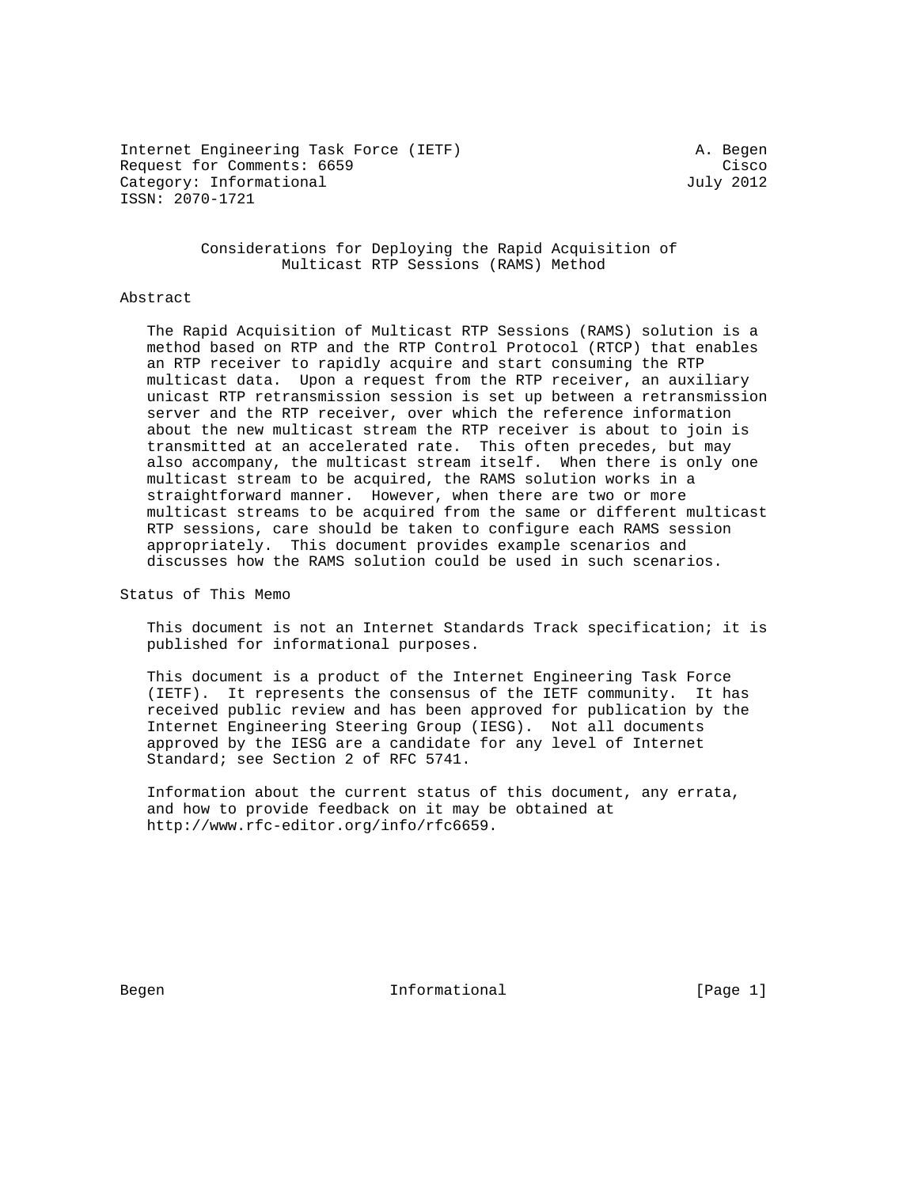Internet Engineering Task Force (IETF)  A. Begen
Request for Comments: 6659  Cisco
Category: Informational  July 2012
ISSN: 2070-1721

# Considerations for Deploying the Rapid Acquisition of Multicast RTP Sessions (RAMS) Method

## Abstract

The Rapid Acquisition of Multicast RTP Sessions (RAMS) solution is a method based on RTP and the RTP Control Protocol (RTCP) that enables an RTP receiver to rapidly acquire and start consuming the RTP multicast data. Upon a request from the RTP receiver, an auxiliary unicast RTP retransmission session is set up between a retransmission server and the RTP receiver, over which the reference information about the new multicast stream the RTP receiver is about to join is transmitted at an accelerated rate. This often precedes, but may also accompany, the multicast stream itself. When there is only one multicast stream to be acquired, the RAMS solution works in a straightforward manner. However, when there are two or more multicast streams to be acquired from the same or different multicast RTP sessions, care should be taken to configure each RAMS session appropriately. This document provides example scenarios and discusses how the RAMS solution could be used in such scenarios.

## Status of This Memo

This document is not an Internet Standards Track specification; it is published for informational purposes.

This document is a product of the Internet Engineering Task Force (IETF). It represents the consensus of the IETF community. It has received public review and has been approved for publication by the Internet Engineering Steering Group (IESG). Not all documents approved by the IESG are a candidate for any level of Internet Standard; see Section 2 of RFC 5741.

Information about the current status of this document, any errata, and how to provide feedback on it may be obtained at http://www.rfc-editor.org/info/rfc6659.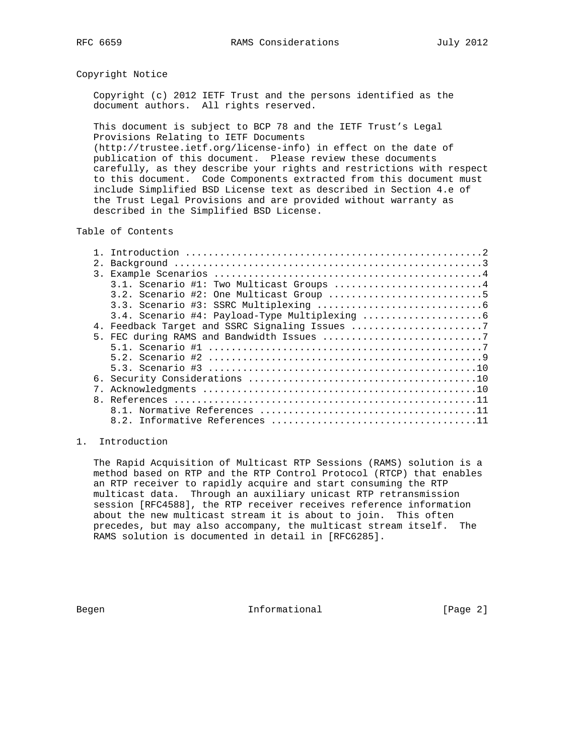## Copyright Notice

Copyright (c) 2012 IETF Trust and the persons identified as the document authors. All rights reserved.

This document is subject to BCP 78 and the IETF Trust's Legal Provisions Relating to IETF Documents (http://trustee.ietf.org/license-info) in effect on the date of publication of this document. Please review these documents carefully, as they describe your rights and restrictions with respect to this document. Code Components extracted from this document must include Simplified BSD License text as described in Section 4.e of the Trust Legal Provisions and are provided without warranty as described in the Simplified BSD License.

## Table of Contents

```
   1. Introduction ....................................................2
   2. Background ......................................................3
   3. Example Scenarios ...............................................4
      3.1. Scenario #1: Two Multicast Groups ..........................4
      3.2. Scenario #2: One Multicast Group ...........................5
      3.3. Scenario #3: SSRC Multiplexing .............................6
      3.4. Scenario #4: Payload-Type Multiplexing .....................6
   4. Feedback Target and SSRC Signaling Issues .......................7
   5. FEC during RAMS and Bandwidth Issues ............................7
      5.1. Scenario #1 ................................................7
      5.2. Scenario #2 ................................................9
      5.3. Scenario #3 ...............................................10
   6. Security Considerations ........................................10
   7. Acknowledgments ................................................10
   8. References .....................................................11
      8.1. Normative References ......................................11
      8.2. Informative References ....................................11
```

## 1. Introduction

The Rapid Acquisition of Multicast RTP Sessions (RAMS) solution is a method based on RTP and the RTP Control Protocol (RTCP) that enables an RTP receiver to rapidly acquire and start consuming the RTP multicast data. Through an auxiliary unicast RTP retransmission session [RFC4588], the RTP receiver receives reference information about the new multicast stream it is about to join. This often precedes, but may also accompany, the multicast stream itself. The RAMS solution is documented in detail in [RFC6285].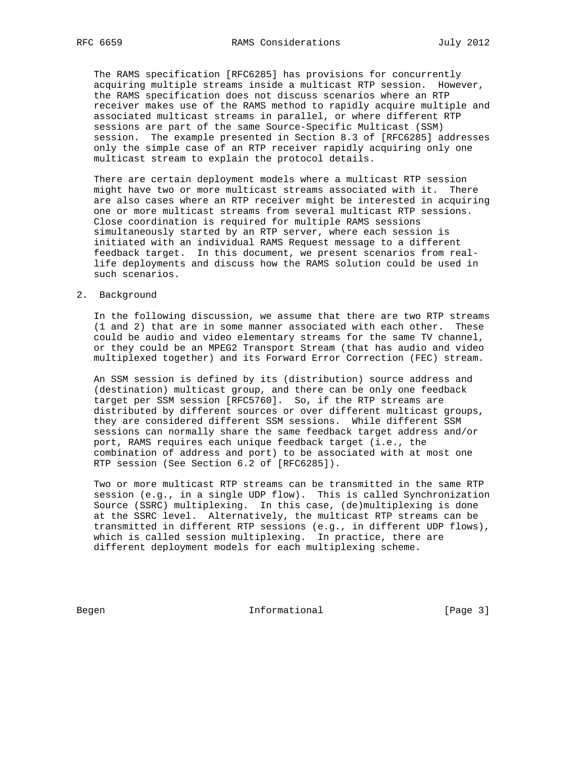The RAMS specification [RFC6285] has provisions for concurrently acquiring multiple streams inside a multicast RTP session. However, the RAMS specification does not discuss scenarios where an RTP receiver makes use of the RAMS method to rapidly acquire multiple and associated multicast streams in parallel, or where different RTP sessions are part of the same Source-Specific Multicast (SSM) session. The example presented in Section 8.3 of [RFC6285] addresses only the simple case of an RTP receiver rapidly acquiring only one multicast stream to explain the protocol details.

There are certain deployment models where a multicast RTP session might have two or more multicast streams associated with it. There are also cases where an RTP receiver might be interested in acquiring one or more multicast streams from several multicast RTP sessions. Close coordination is required for multiple RAMS sessions simultaneously started by an RTP server, where each session is initiated with an individual RAMS Request message to a different feedback target. In this document, we present scenarios from real-life deployments and discuss how the RAMS solution could be used in such scenarios.

## 2. Background

In the following discussion, we assume that there are two RTP streams (1 and 2) that are in some manner associated with each other. These could be audio and video elementary streams for the same TV channel, or they could be an MPEG2 Transport Stream (that has audio and video multiplexed together) and its Forward Error Correction (FEC) stream.

An SSM session is defined by its (distribution) source address and (destination) multicast group, and there can be only one feedback target per SSM session [RFC5760]. So, if the RTP streams are distributed by different sources or over different multicast groups, they are considered different SSM sessions. While different SSM sessions can normally share the same feedback target address and/or port, RAMS requires each unique feedback target (i.e., the combination of address and port) to be associated with at most one RTP session (See Section 6.2 of [RFC6285]).

Two or more multicast RTP streams can be transmitted in the same RTP session (e.g., in a single UDP flow). This is called Synchronization Source (SSRC) multiplexing. In this case, (de)multiplexing is done at the SSRC level. Alternatively, the multicast RTP streams can be transmitted in different RTP sessions (e.g., in different UDP flows), which is called session multiplexing. In practice, there are different deployment models for each multiplexing scheme.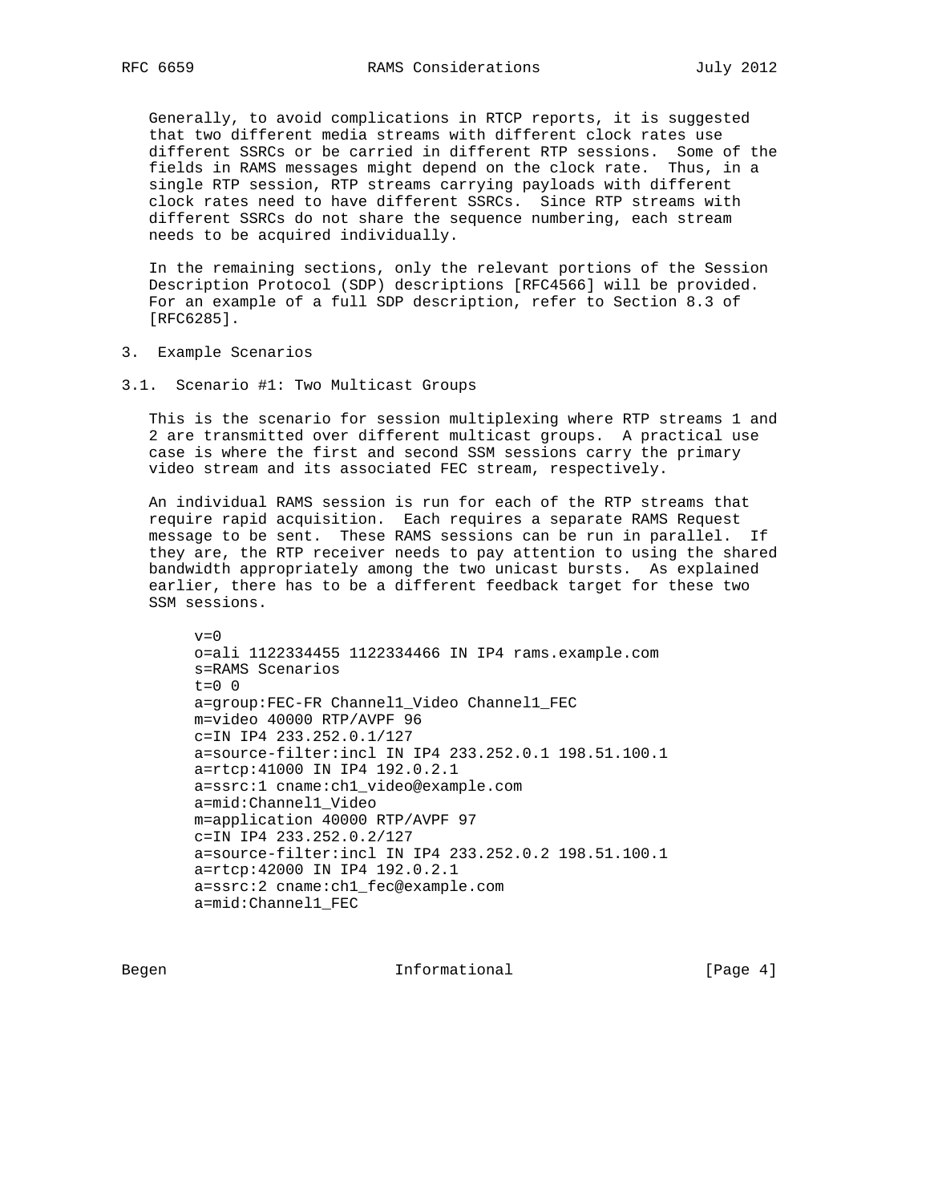Generally, to avoid complications in RTCP reports, it is suggested that two different media streams with different clock rates use different SSRCs or be carried in different RTP sessions. Some of the fields in RAMS messages might depend on the clock rate. Thus, in a single RTP session, RTP streams carrying payloads with different clock rates need to have different SSRCs. Since RTP streams with different SSRCs do not share the sequence numbering, each stream needs to be acquired individually.

In the remaining sections, only the relevant portions of the Session Description Protocol (SDP) descriptions [RFC4566] will be provided. For an example of a full SDP description, refer to Section 8.3 of [RFC6285].

## 3. Example Scenarios

### 3.1. Scenario #1: Two Multicast Groups

This is the scenario for session multiplexing where RTP streams 1 and 2 are transmitted over different multicast groups. A practical use case is where the first and second SSM sessions carry the primary video stream and its associated FEC stream, respectively.

An individual RAMS session is run for each of the RTP streams that require rapid acquisition. Each requires a separate RAMS Request message to be sent. These RAMS sessions can be run in parallel. If they are, the RTP receiver needs to pay attention to using the shared bandwidth appropriately among the two unicast bursts. As explained earlier, there has to be a different feedback target for these two SSM sessions.

```
v=0
o=ali 1122334455 1122334466 IN IP4 rams.example.com
s=RAMS Scenarios
t=0 0
a=group:FEC-FR Channel1_Video Channel1_FEC
m=video 40000 RTP/AVPF 96
c=IN IP4 233.252.0.1/127
a=source-filter:incl IN IP4 233.252.0.1 198.51.100.1
a=rtcp:41000 IN IP4 192.0.2.1
a=ssrc:1 cname:ch1_video@example.com
a=mid:Channel1_Video
m=application 40000 RTP/AVPF 97
c=IN IP4 233.252.0.2/127
a=source-filter:incl IN IP4 233.252.0.2 198.51.100.1
a=rtcp:42000 IN IP4 192.0.2.1
a=ssrc:2 cname:ch1_fec@example.com
a=mid:Channel1_FEC
```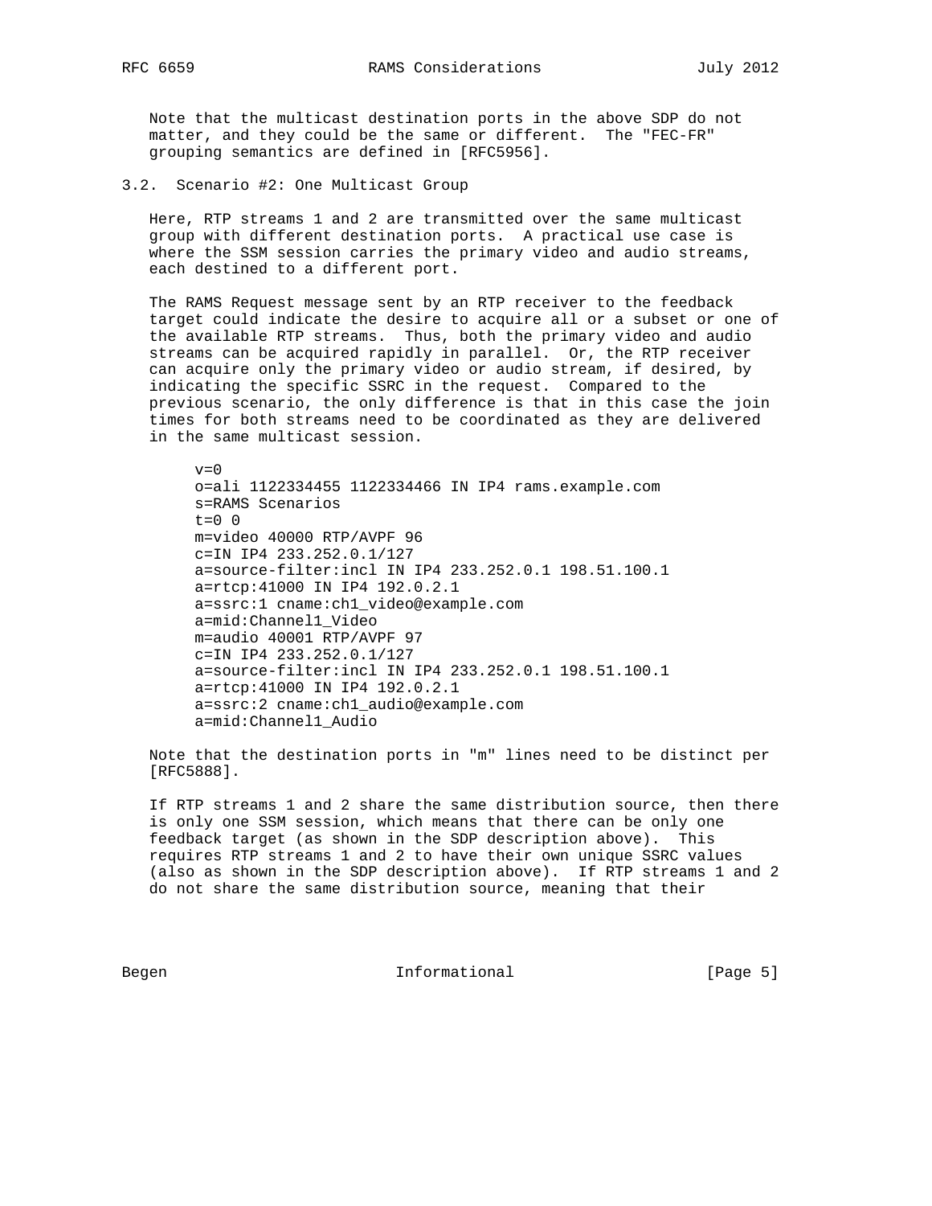Note that the multicast destination ports in the above SDP do not matter, and they could be the same or different. The "FEC-FR" grouping semantics are defined in [RFC5956].

### 3.2. Scenario #2: One Multicast Group

Here, RTP streams 1 and 2 are transmitted over the same multicast group with different destination ports. A practical use case is where the SSM session carries the primary video and audio streams, each destined to a different port.

The RAMS Request message sent by an RTP receiver to the feedback target could indicate the desire to acquire all or a subset or one of the available RTP streams. Thus, both the primary video and audio streams can be acquired rapidly in parallel. Or, the RTP receiver can acquire only the primary video or audio stream, if desired, by indicating the specific SSRC in the request. Compared to the previous scenario, the only difference is that in this case the join times for both streams need to be coordinated as they are delivered in the same multicast session.

```
v=0
o=ali 1122334455 1122334466 IN IP4 rams.example.com
s=RAMS Scenarios
t=0 0
m=video 40000 RTP/AVPF 96
c=IN IP4 233.252.0.1/127
a=source-filter:incl IN IP4 233.252.0.1 198.51.100.1
a=rtcp:41000 IN IP4 192.0.2.1
a=ssrc:1 cname:ch1_video@example.com
a=mid:Channel1_Video
m=audio 40001 RTP/AVPF 97
c=IN IP4 233.252.0.1/127
a=source-filter:incl IN IP4 233.252.0.1 198.51.100.1
a=rtcp:41000 IN IP4 192.0.2.1
a=ssrc:2 cname:ch1_audio@example.com
a=mid:Channel1_Audio
```

Note that the destination ports in "m" lines need to be distinct per [RFC5888].

If RTP streams 1 and 2 share the same distribution source, then there is only one SSM session, which means that there can be only one feedback target (as shown in the SDP description above). This requires RTP streams 1 and 2 to have their own unique SSRC values (also as shown in the SDP description above). If RTP streams 1 and 2 do not share the same distribution source, meaning that their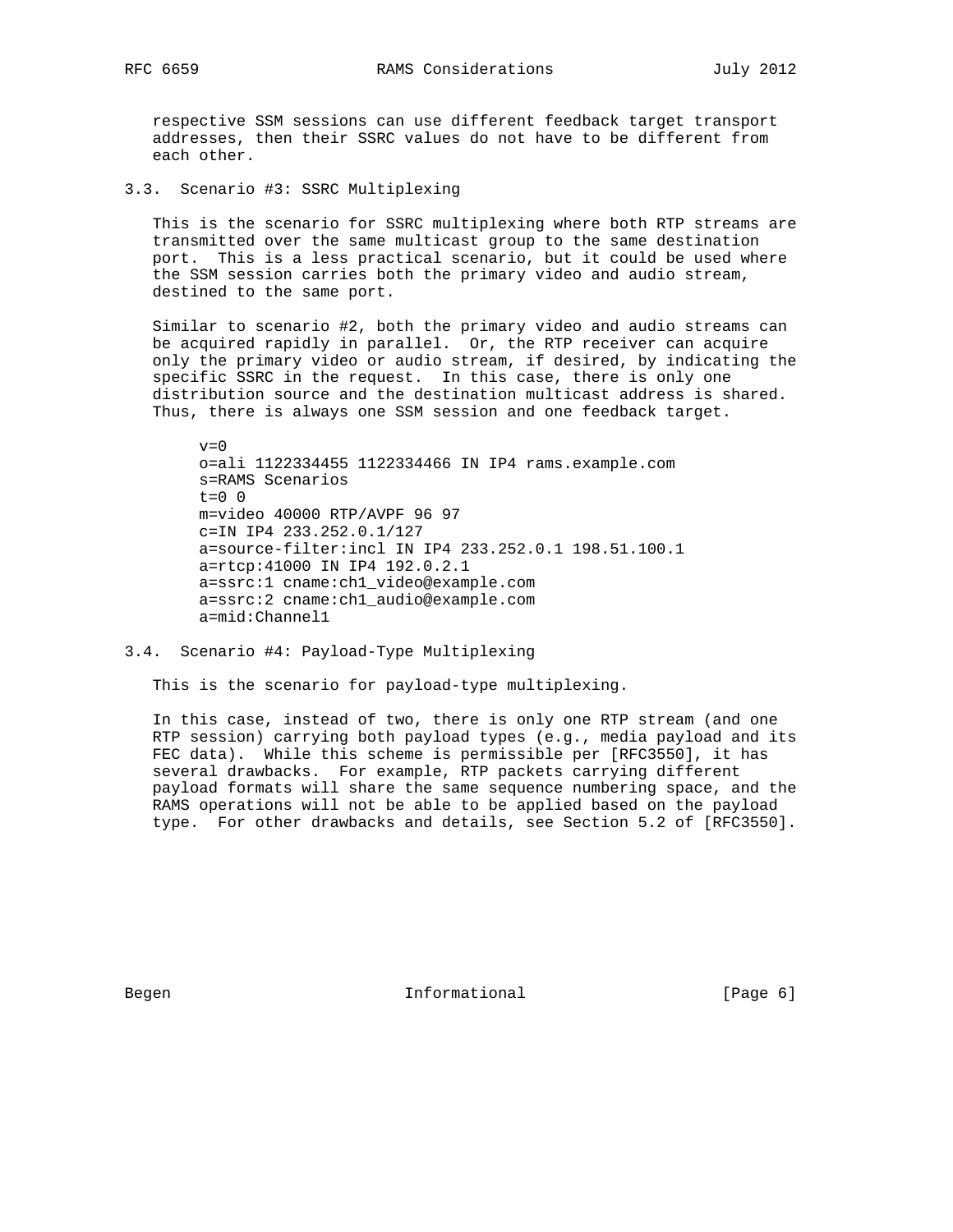respective SSM sessions can use different feedback target transport addresses, then their SSRC values do not have to be different from each other.

### 3.3. Scenario #3: SSRC Multiplexing

This is the scenario for SSRC multiplexing where both RTP streams are transmitted over the same multicast group to the same destination port. This is a less practical scenario, but it could be used where the SSM session carries both the primary video and audio stream, destined to the same port.

Similar to scenario #2, both the primary video and audio streams can be acquired rapidly in parallel. Or, the RTP receiver can acquire only the primary video or audio stream, if desired, by indicating the specific SSRC in the request. In this case, there is only one distribution source and the destination multicast address is shared. Thus, there is always one SSM session and one feedback target.

```
v=0
o=ali 1122334455 1122334466 IN IP4 rams.example.com
s=RAMS Scenarios
t=0 0
m=video 40000 RTP/AVPF 96 97
c=IN IP4 233.252.0.1/127
a=source-filter:incl IN IP4 233.252.0.1 198.51.100.1
a=rtcp:41000 IN IP4 192.0.2.1
a=ssrc:1 cname:ch1_video@example.com
a=ssrc:2 cname:ch1_audio@example.com
a=mid:Channel1
```

### 3.4. Scenario #4: Payload-Type Multiplexing

This is the scenario for payload-type multiplexing.

In this case, instead of two, there is only one RTP stream (and one RTP session) carrying both payload types (e.g., media payload and its FEC data). While this scheme is permissible per [RFC3550], it has several drawbacks. For example, RTP packets carrying different payload formats will share the same sequence numbering space, and the RAMS operations will not be able to be applied based on the payload type. For other drawbacks and details, see Section 5.2 of [RFC3550].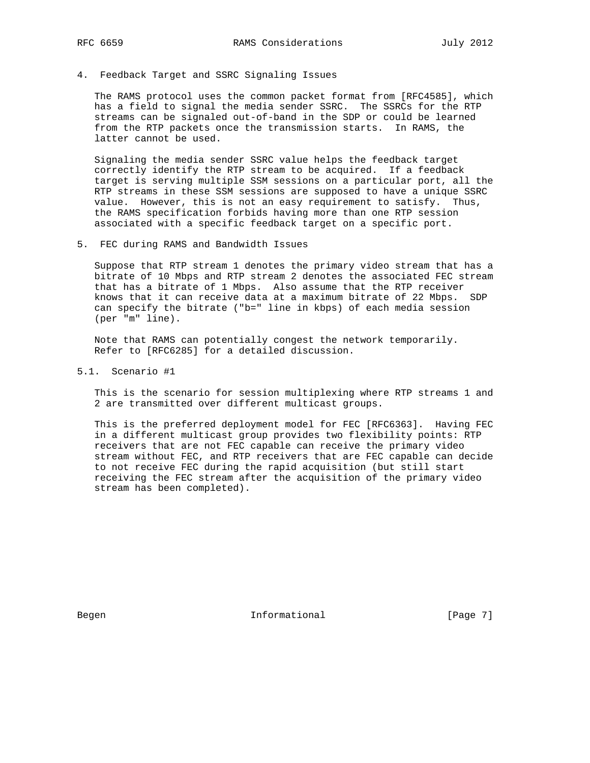## 4. Feedback Target and SSRC Signaling Issues

The RAMS protocol uses the common packet format from [RFC4585], which has a field to signal the media sender SSRC. The SSRCs for the RTP streams can be signaled out-of-band in the SDP or could be learned from the RTP packets once the transmission starts. In RAMS, the latter cannot be used.

Signaling the media sender SSRC value helps the feedback target correctly identify the RTP stream to be acquired. If a feedback target is serving multiple SSM sessions on a particular port, all the RTP streams in these SSM sessions are supposed to have a unique SSRC value. However, this is not an easy requirement to satisfy. Thus, the RAMS specification forbids having more than one RTP session associated with a specific feedback target on a specific port.

## 5. FEC during RAMS and Bandwidth Issues

Suppose that RTP stream 1 denotes the primary video stream that has a bitrate of 10 Mbps and RTP stream 2 denotes the associated FEC stream that has a bitrate of 1 Mbps. Also assume that the RTP receiver knows that it can receive data at a maximum bitrate of 22 Mbps. SDP can specify the bitrate ("b=" line in kbps) of each media session (per "m" line).

Note that RAMS can potentially congest the network temporarily. Refer to [RFC6285] for a detailed discussion.

### 5.1. Scenario #1

This is the scenario for session multiplexing where RTP streams 1 and 2 are transmitted over different multicast groups.

This is the preferred deployment model for FEC [RFC6363]. Having FEC in a different multicast group provides two flexibility points: RTP receivers that are not FEC capable can receive the primary video stream without FEC, and RTP receivers that are FEC capable can decide to not receive FEC during the rapid acquisition (but still start receiving the FEC stream after the acquisition of the primary video stream has been completed).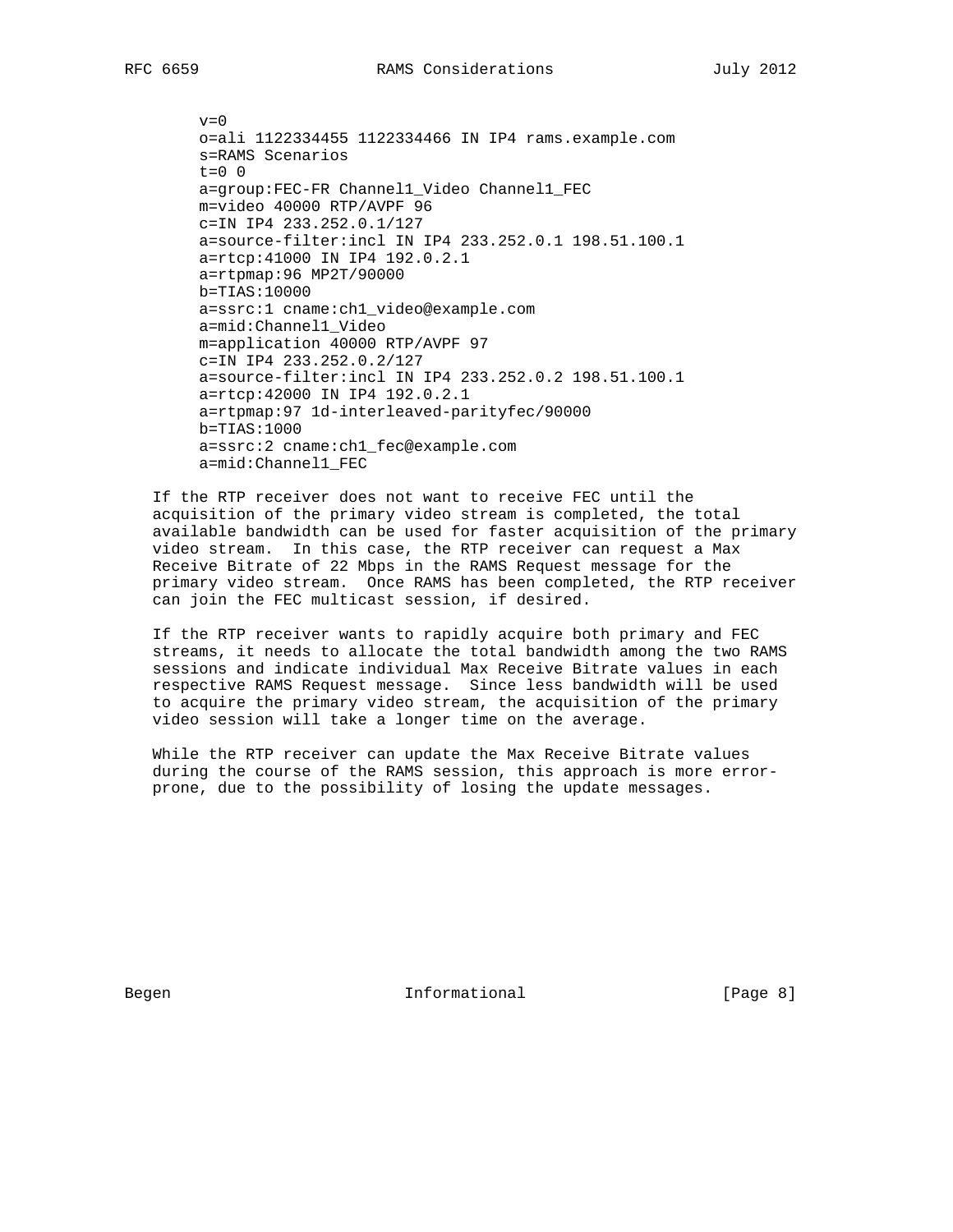```
v=0
o=ali 1122334455 1122334466 IN IP4 rams.example.com
s=RAMS Scenarios
t=0 0
a=group:FEC-FR Channel1_Video Channel1_FEC
m=video 40000 RTP/AVPF 96
c=IN IP4 233.252.0.1/127
a=source-filter:incl IN IP4 233.252.0.1 198.51.100.1
a=rtcp:41000 IN IP4 192.0.2.1
a=rtpmap:96 MP2T/90000
b=TIAS:10000
a=ssrc:1 cname:ch1_video@example.com
a=mid:Channel1_Video
m=application 40000 RTP/AVPF 97
c=IN IP4 233.252.0.2/127
a=source-filter:incl IN IP4 233.252.0.2 198.51.100.1
a=rtcp:42000 IN IP4 192.0.2.1
a=rtpmap:97 1d-interleaved-parityfec/90000
b=TIAS:1000
a=ssrc:2 cname:ch1_fec@example.com
a=mid:Channel1_FEC
```

If the RTP receiver does not want to receive FEC until the acquisition of the primary video stream is completed, the total available bandwidth can be used for faster acquisition of the primary video stream. In this case, the RTP receiver can request a Max Receive Bitrate of 22 Mbps in the RAMS Request message for the primary video stream. Once RAMS has been completed, the RTP receiver can join the FEC multicast session, if desired.

If the RTP receiver wants to rapidly acquire both primary and FEC streams, it needs to allocate the total bandwidth among the two RAMS sessions and indicate individual Max Receive Bitrate values in each respective RAMS Request message. Since less bandwidth will be used to acquire the primary video stream, the acquisition of the primary video session will take a longer time on the average.

While the RTP receiver can update the Max Receive Bitrate values during the course of the RAMS session, this approach is more error-prone, due to the possibility of losing the update messages.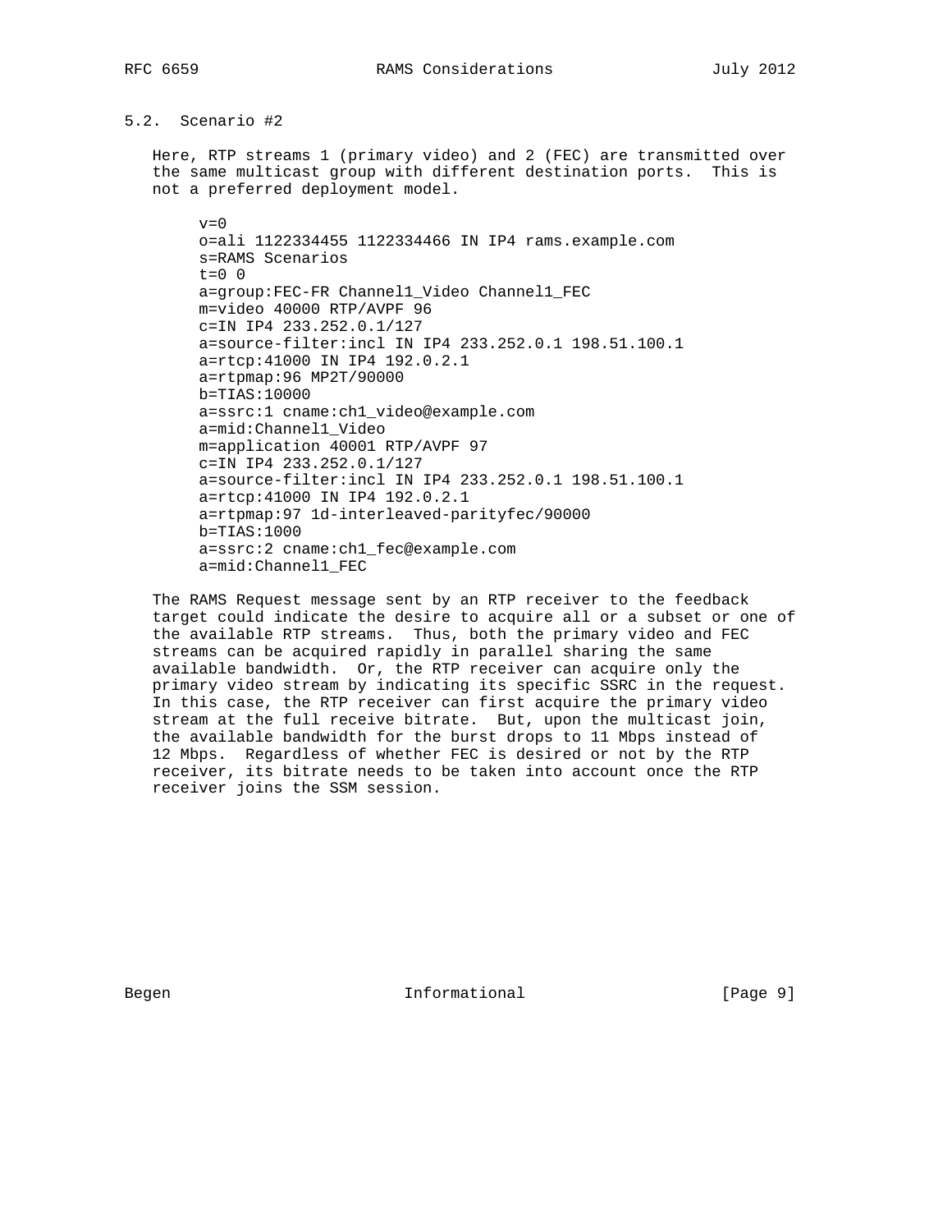### 5.2. Scenario #2

Here, RTP streams 1 (primary video) and 2 (FEC) are transmitted over the same multicast group with different destination ports. This is not a preferred deployment model.

```
v=0
o=ali 1122334455 1122334466 IN IP4 rams.example.com
s=RAMS Scenarios
t=0 0
a=group:FEC-FR Channel1_Video Channel1_FEC
m=video 40000 RTP/AVPF 96
c=IN IP4 233.252.0.1/127
a=source-filter:incl IN IP4 233.252.0.1 198.51.100.1
a=rtcp:41000 IN IP4 192.0.2.1
a=rtpmap:96 MP2T/90000
b=TIAS:10000
a=ssrc:1 cname:ch1_video@example.com
a=mid:Channel1_Video
m=application 40001 RTP/AVPF 97
c=IN IP4 233.252.0.1/127
a=source-filter:incl IN IP4 233.252.0.1 198.51.100.1
a=rtcp:41000 IN IP4 192.0.2.1
a=rtpmap:97 1d-interleaved-parityfec/90000
b=TIAS:1000
a=ssrc:2 cname:ch1_fec@example.com
a=mid:Channel1_FEC
```

The RAMS Request message sent by an RTP receiver to the feedback target could indicate the desire to acquire all or a subset or one of the available RTP streams. Thus, both the primary video and FEC streams can be acquired rapidly in parallel sharing the same available bandwidth. Or, the RTP receiver can acquire only the primary video stream by indicating its specific SSRC in the request. In this case, the RTP receiver can first acquire the primary video stream at the full receive bitrate. But, upon the multicast join, the available bandwidth for the burst drops to 11 Mbps instead of 12 Mbps. Regardless of whether FEC is desired or not by the RTP receiver, its bitrate needs to be taken into account once the RTP receiver joins the SSM session.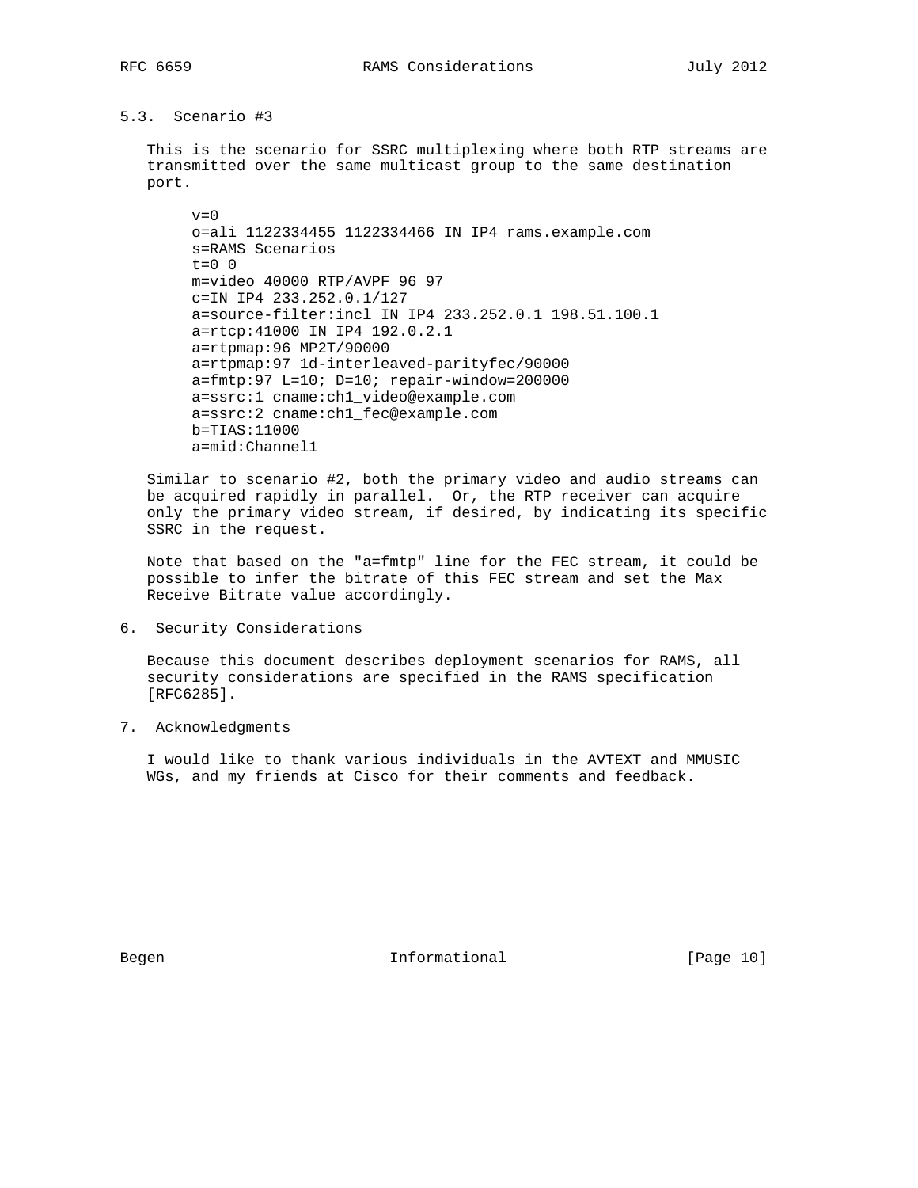### 5.3. Scenario #3

This is the scenario for SSRC multiplexing where both RTP streams are transmitted over the same multicast group to the same destination port.

```
v=0
o=ali 1122334455 1122334466 IN IP4 rams.example.com
s=RAMS Scenarios
t=0 0
m=video 40000 RTP/AVPF 96 97
c=IN IP4 233.252.0.1/127
a=source-filter:incl IN IP4 233.252.0.1 198.51.100.1
a=rtcp:41000 IN IP4 192.0.2.1
a=rtpmap:96 MP2T/90000
a=rtpmap:97 1d-interleaved-parityfec/90000
a=fmtp:97 L=10; D=10; repair-window=200000
a=ssrc:1 cname:ch1_video@example.com
a=ssrc:2 cname:ch1_fec@example.com
b=TIAS:11000
a=mid:Channel1
```

Similar to scenario #2, both the primary video and audio streams can be acquired rapidly in parallel. Or, the RTP receiver can acquire only the primary video stream, if desired, by indicating its specific SSRC in the request.

Note that based on the "a=fmtp" line for the FEC stream, it could be possible to infer the bitrate of this FEC stream and set the Max Receive Bitrate value accordingly.

## 6. Security Considerations

Because this document describes deployment scenarios for RAMS, all security considerations are specified in the RAMS specification [RFC6285].

## 7. Acknowledgments

I would like to thank various individuals in the AVTEXT and MMUSIC WGs, and my friends at Cisco for their comments and feedback.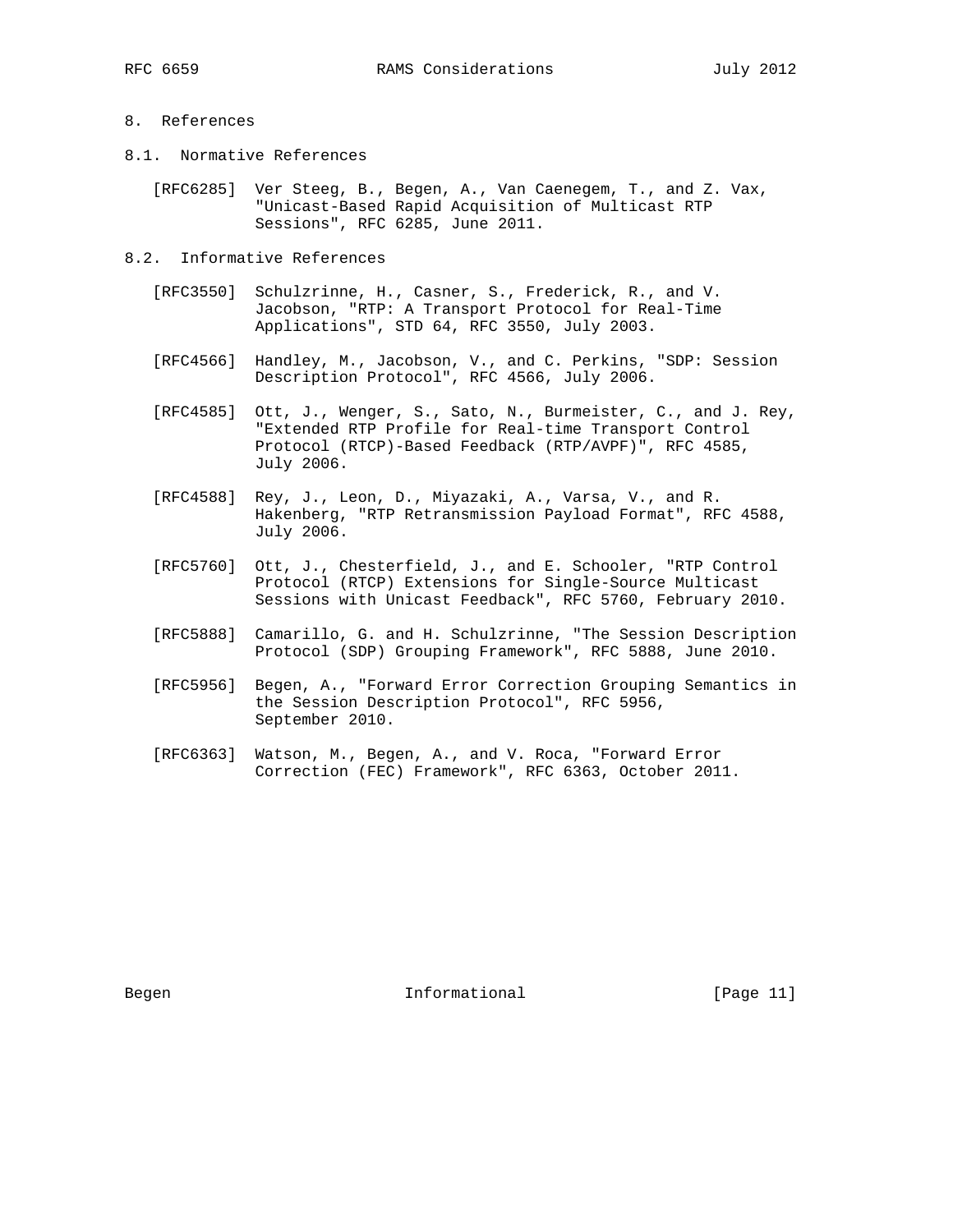## 8. References

### 8.1. Normative References

[RFC6285] Ver Steeg, B., Begen, A., Van Caenegem, T., and Z. Vax, "Unicast-Based Rapid Acquisition of Multicast RTP Sessions", RFC 6285, June 2011.

### 8.2. Informative References

[RFC3550] Schulzrinne, H., Casner, S., Frederick, R., and V. Jacobson, "RTP: A Transport Protocol for Real-Time Applications", STD 64, RFC 3550, July 2003.

[RFC4566] Handley, M., Jacobson, V., and C. Perkins, "SDP: Session Description Protocol", RFC 4566, July 2006.

[RFC4585] Ott, J., Wenger, S., Sato, N., Burmeister, C., and J. Rey, "Extended RTP Profile for Real-time Transport Control Protocol (RTCP)-Based Feedback (RTP/AVPF)", RFC 4585, July 2006.

[RFC4588] Rey, J., Leon, D., Miyazaki, A., Varsa, V., and R. Hakenberg, "RTP Retransmission Payload Format", RFC 4588, July 2006.

[RFC5760] Ott, J., Chesterfield, J., and E. Schooler, "RTP Control Protocol (RTCP) Extensions for Single-Source Multicast Sessions with Unicast Feedback", RFC 5760, February 2010.

[RFC5888] Camarillo, G. and H. Schulzrinne, "The Session Description Protocol (SDP) Grouping Framework", RFC 5888, June 2010.

[RFC5956] Begen, A., "Forward Error Correction Grouping Semantics in the Session Description Protocol", RFC 5956, September 2010.

[RFC6363] Watson, M., Begen, A., and V. Roca, "Forward Error Correction (FEC) Framework", RFC 6363, October 2011.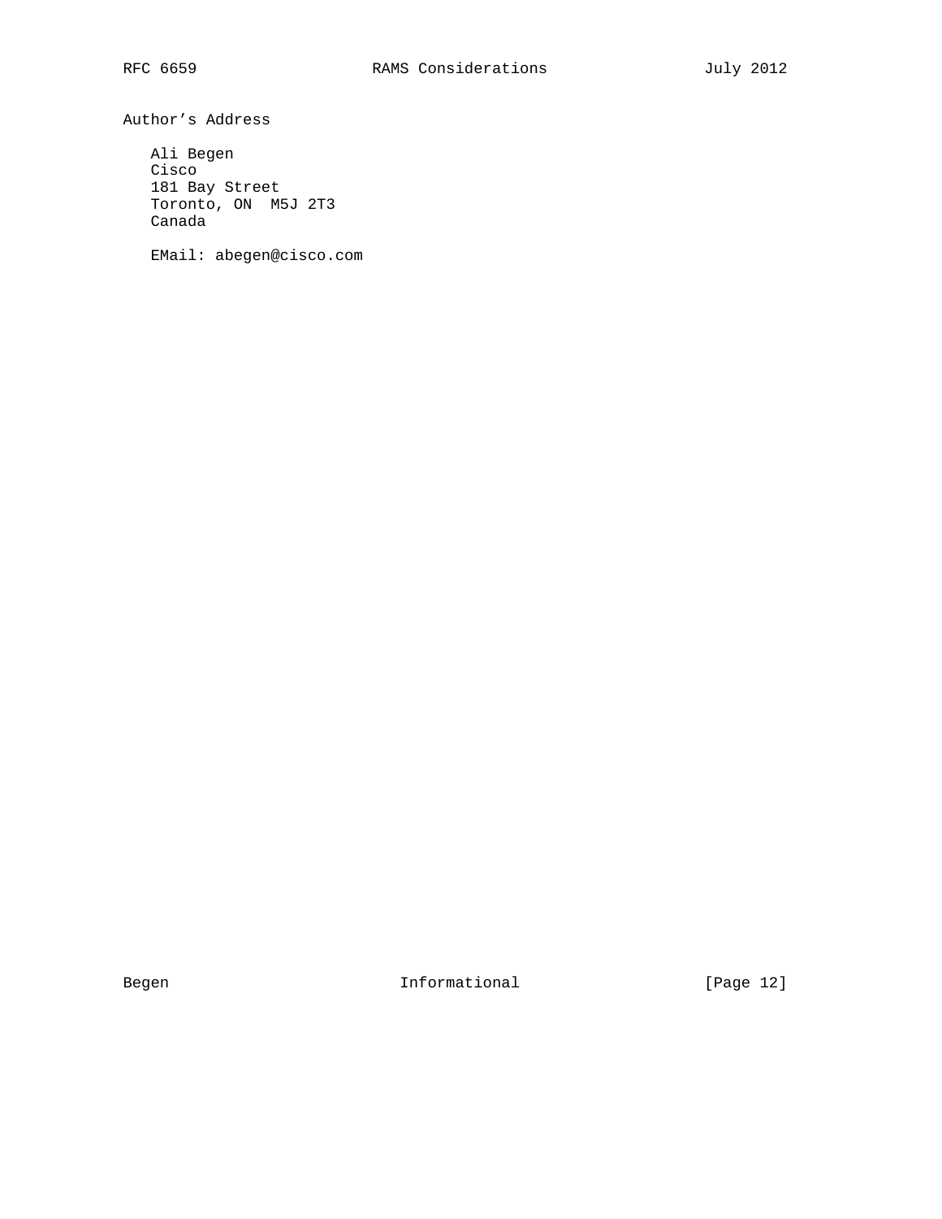## Author's Address

Ali Begen
Cisco
181 Bay Street
Toronto, ON  M5J 2T3
Canada

EMail: abegen@cisco.com